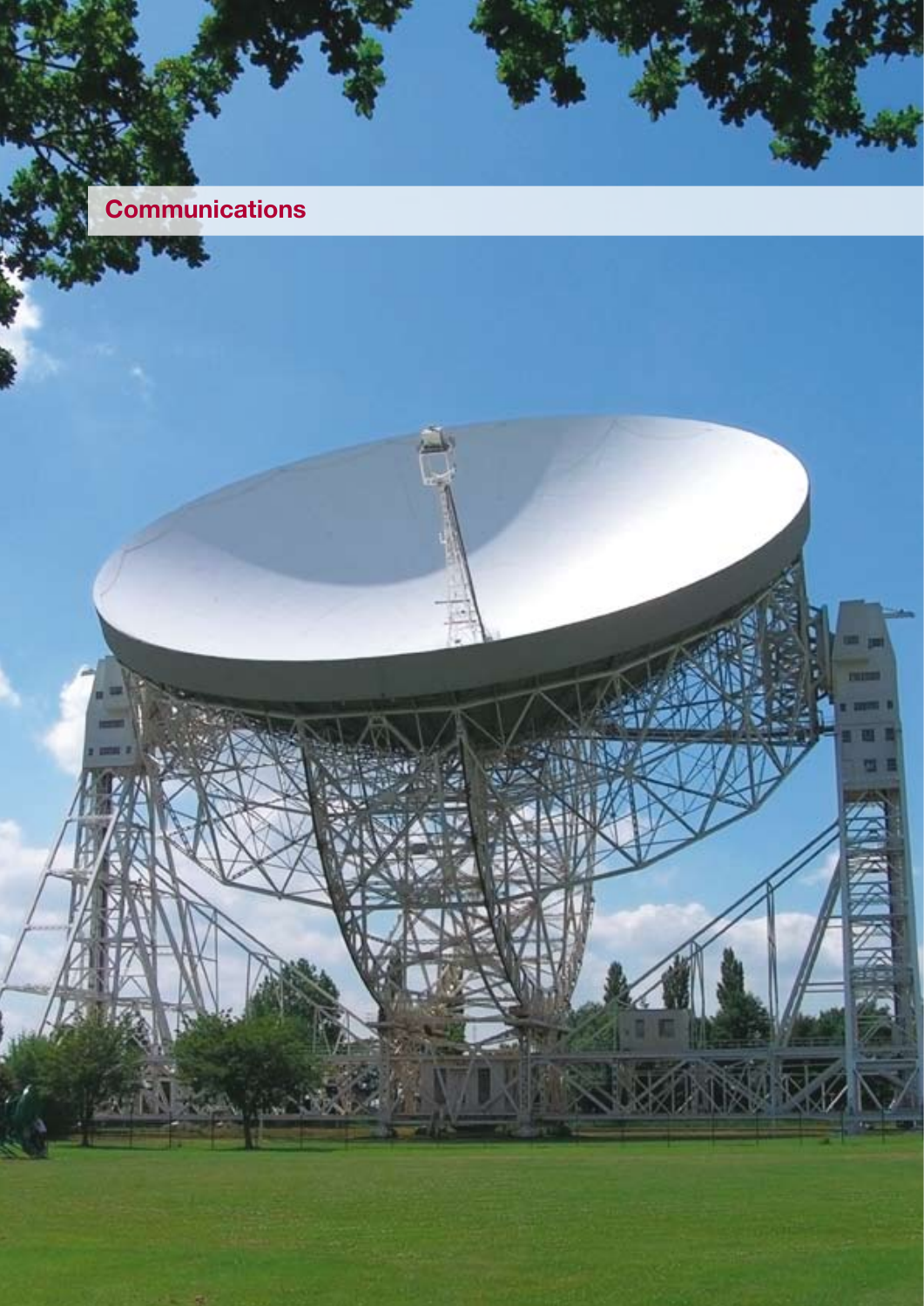# Communications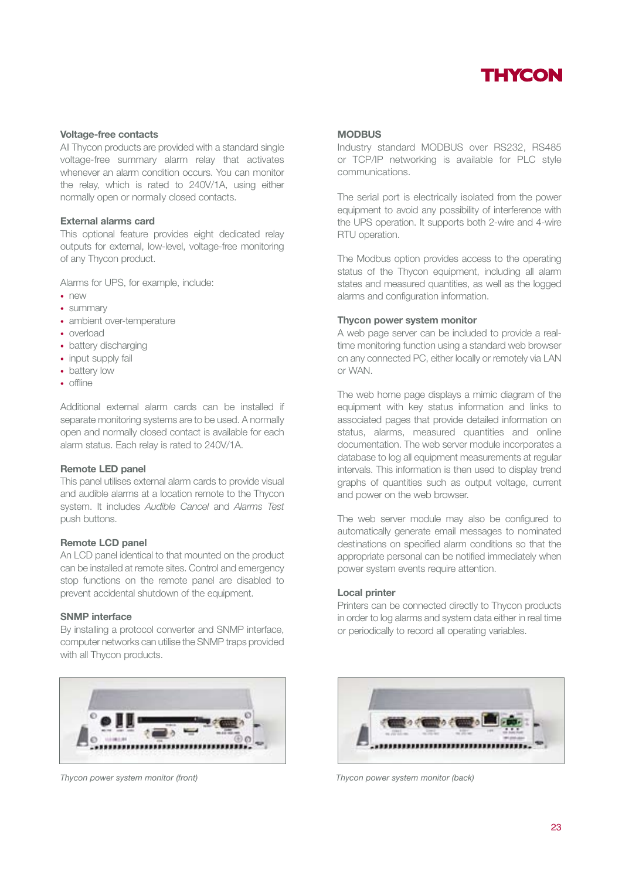### Voltage-free contacts

All Thycon products are provided with a standard single voltage-free summary alarm relay that activates whenever an alarm condition occurs. You can monitor the relay, which is rated to 240V/1A, using either normally open or normally closed contacts.

### External alarms card

This optional feature provides eight dedicated relay outputs for external, low-level, voltage-free monitoring of any Thycon product.

Alarms for UPS, for example, include:

- new
- summary
- ambient over-temperature
- overload
- battery discharging
- input supply fail
- battery low
- offline

Additional external alarm cards can be installed if separate monitoring systems are to be used. A normally open and normally closed contact is available for each alarm status. Each relay is rated to 240V/1A.

### Remote LED panel

This panel utilises external alarm cards to provide visual and audible alarms at a location remote to the Thycon system. It includes *Audible Cancel* and *Alarms Test* push buttons.

### Remote LCD panel

An LCD panel identical to that mounted on the product can be installed at remote sites. Control and emergency stop functions on the remote panel are disabled to prevent accidental shutdown of the equipment.

### SNMP interface

By installing a protocol converter and SNMP interface, computer networks can utilise the SNMP traps provided with all Thycon products.

*Thycon power system monitor (front)*

### MODBUS

Industry standard MODBUS over RS232, RS485 or TCP/IP networking is available for PLC style communications.

The serial port is electrically isolated from the power equipment to avoid any possibility of interference with the UPS operation. It supports both 2-wire and 4-wire RTU operation.

The Modbus option provides access to the operating status of the Thycon equipment, including all alarm states and measured quantities, as well as the logged alarms and configuration information.

### Thycon power system monitor

A web page server can be included to provide a real-time monitoring function using a standard web browser on any connected PC, either locally or remotely via LAN or WAN.

The web home page displays a mimic diagram of the equipment with key status information and links to associated pages that provide detailed information on status, alarms, measured quantities and online documentation. The web server module incorporates a database to log all equipment measurements at regular intervals. This information is then used to display trend graphs of quantities such as output voltage, current and power on the web browser.

The web server module may also be configured to automatically generate email messages to nominated destinations on specified alarm conditions so that the appropriate personal can be notified immediately when power system events require attention.

### Local printer

Printers can be connected directly to Thycon products in order to log alarms and system data either in real time or periodically to record all operating variables.

*Thycon power system monitor (back)*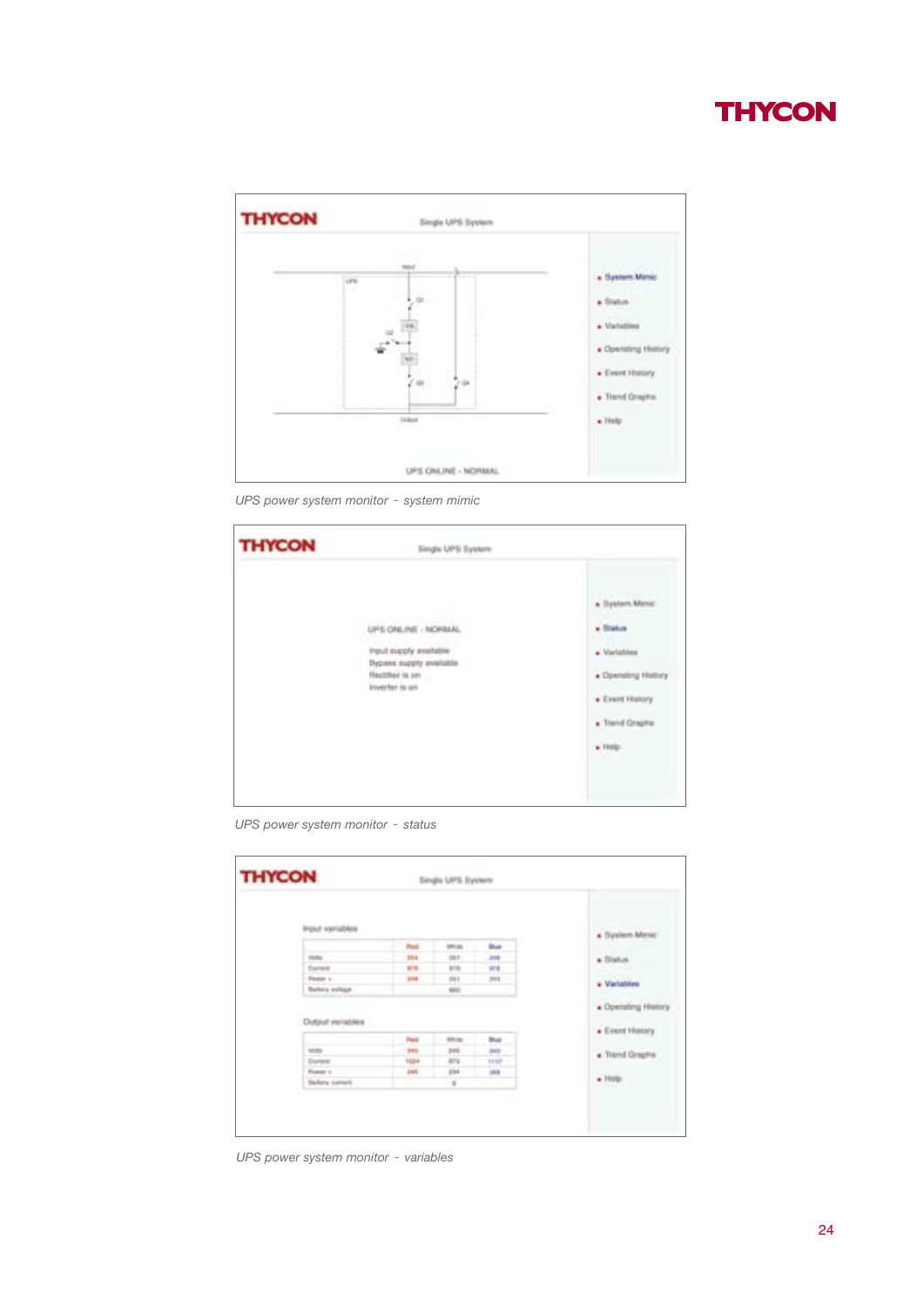UPS power system monitor - system mimic

UPS power system monitor - status

UPS power system monitor - variables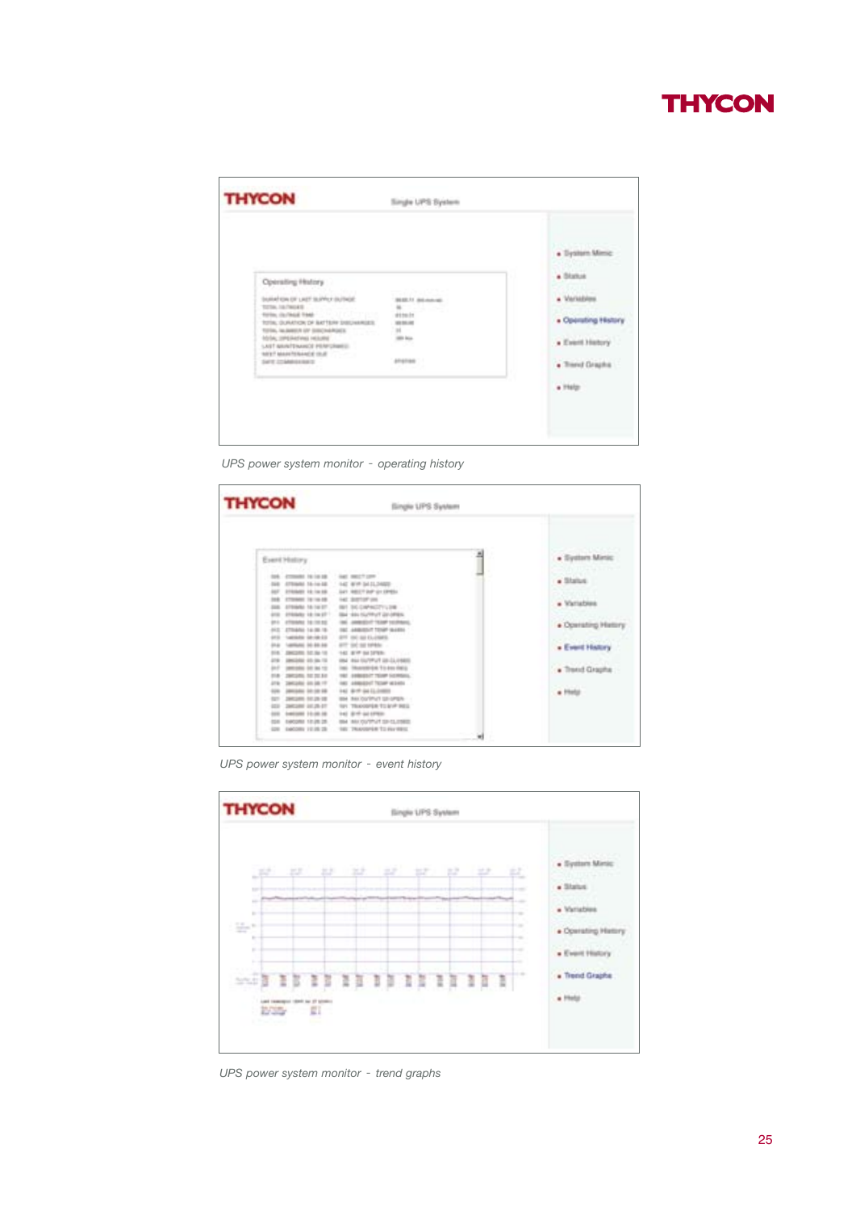UPS power system monitor - operating history

UPS power system monitor - event history

UPS power system monitor - trend graphs